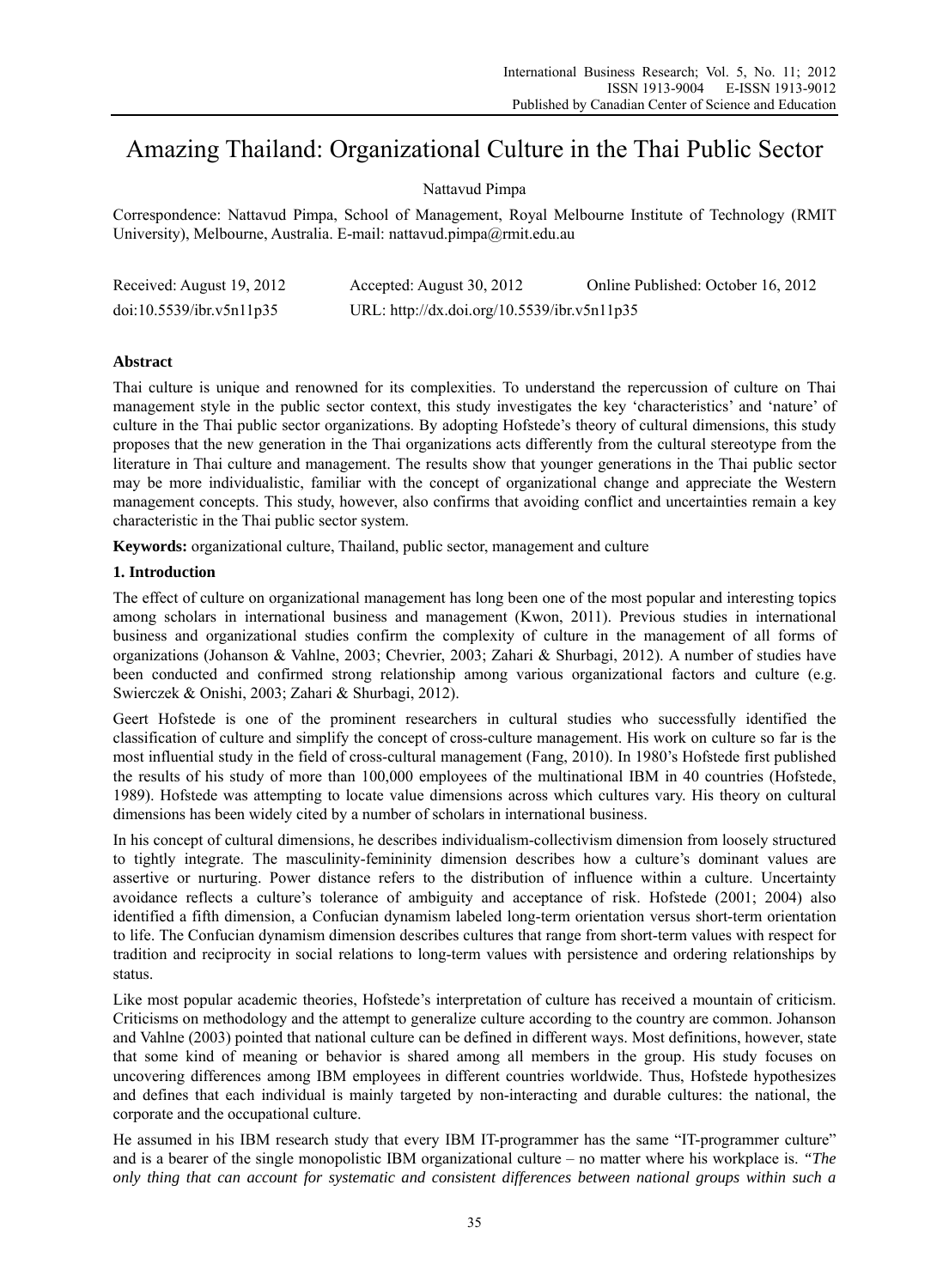# Amazing Thailand: Organizational Culture in the Thai Public Sector

Nattavud Pimpa

Correspondence: Nattavud Pimpa, School of Management, Royal Melbourne Institute of Technology (RMIT University), Melbourne, Australia. E-mail: nattavud.pimpa@rmit.edu.au

| Received: August 19, 2012 | Accepted: August 30, 2012 | Online Published: October 16, 2012 |
|---|---|---|
| doi:10.5539/ibr.v5n11p35 | URL: http://dx.doi.org/10.5539/ibr.v5n11p35 | |

## Abstract

Thai culture is unique and renowned for its complexities. To understand the repercussion of culture on Thai management style in the public sector context, this study investigates the key 'characteristics' and 'nature' of culture in the Thai public sector organizations. By adopting Hofstede's theory of cultural dimensions, this study proposes that the new generation in the Thai organizations acts differently from the cultural stereotype from the literature in Thai culture and management. The results show that younger generations in the Thai public sector may be more individualistic, familiar with the concept of organizational change and appreciate the Western management concepts. This study, however, also confirms that avoiding conflict and uncertainties remain a key characteristic in the Thai public sector system.

**Keywords:** organizational culture, Thailand, public sector, management and culture

## 1. Introduction

The effect of culture on organizational management has long been one of the most popular and interesting topics among scholars in international business and management (Kwon, 2011). Previous studies in international business and organizational studies confirm the complexity of culture in the management of all forms of organizations (Johanson & Vahlne, 2003; Chevrier, 2003; Zahari & Shurbagi, 2012). A number of studies have been conducted and confirmed strong relationship among various organizational factors and culture (e.g. Swierczek & Onishi, 2003; Zahari & Shurbagi, 2012).

Geert Hofstede is one of the prominent researchers in cultural studies who successfully identified the classification of culture and simplify the concept of cross-culture management. His work on culture so far is the most influential study in the field of cross-cultural management (Fang, 2010). In 1980's Hofstede first published the results of his study of more than 100,000 employees of the multinational IBM in 40 countries (Hofstede, 1989). Hofstede was attempting to locate value dimensions across which cultures vary. His theory on cultural dimensions has been widely cited by a number of scholars in international business.

In his concept of cultural dimensions, he describes individualism-collectivism dimension from loosely structured to tightly integrate. The masculinity-femininity dimension describes how a culture's dominant values are assertive or nurturing. Power distance refers to the distribution of influence within a culture. Uncertainty avoidance reflects a culture's tolerance of ambiguity and acceptance of risk. Hofstede (2001; 2004) also identified a fifth dimension, a Confucian dynamism labeled long-term orientation versus short-term orientation to life. The Confucian dynamism dimension describes cultures that range from short-term values with respect for tradition and reciprocity in social relations to long-term values with persistence and ordering relationships by status.

Like most popular academic theories, Hofstede's interpretation of culture has received a mountain of criticism. Criticisms on methodology and the attempt to generalize culture according to the country are common. Johanson and Vahlne (2003) pointed that national culture can be defined in different ways. Most definitions, however, state that some kind of meaning or behavior is shared among all members in the group. His study focuses on uncovering differences among IBM employees in different countries worldwide. Thus, Hofstede hypothesizes and defines that each individual is mainly targeted by non-interacting and durable cultures: the national, the corporate and the occupational culture.

He assumed in his IBM research study that every IBM IT-programmer has the same "IT-programmer culture" and is a bearer of the single monopolistic IBM organizational culture – no matter where his workplace is. *"The only thing that can account for systematic and consistent differences between national groups within such a*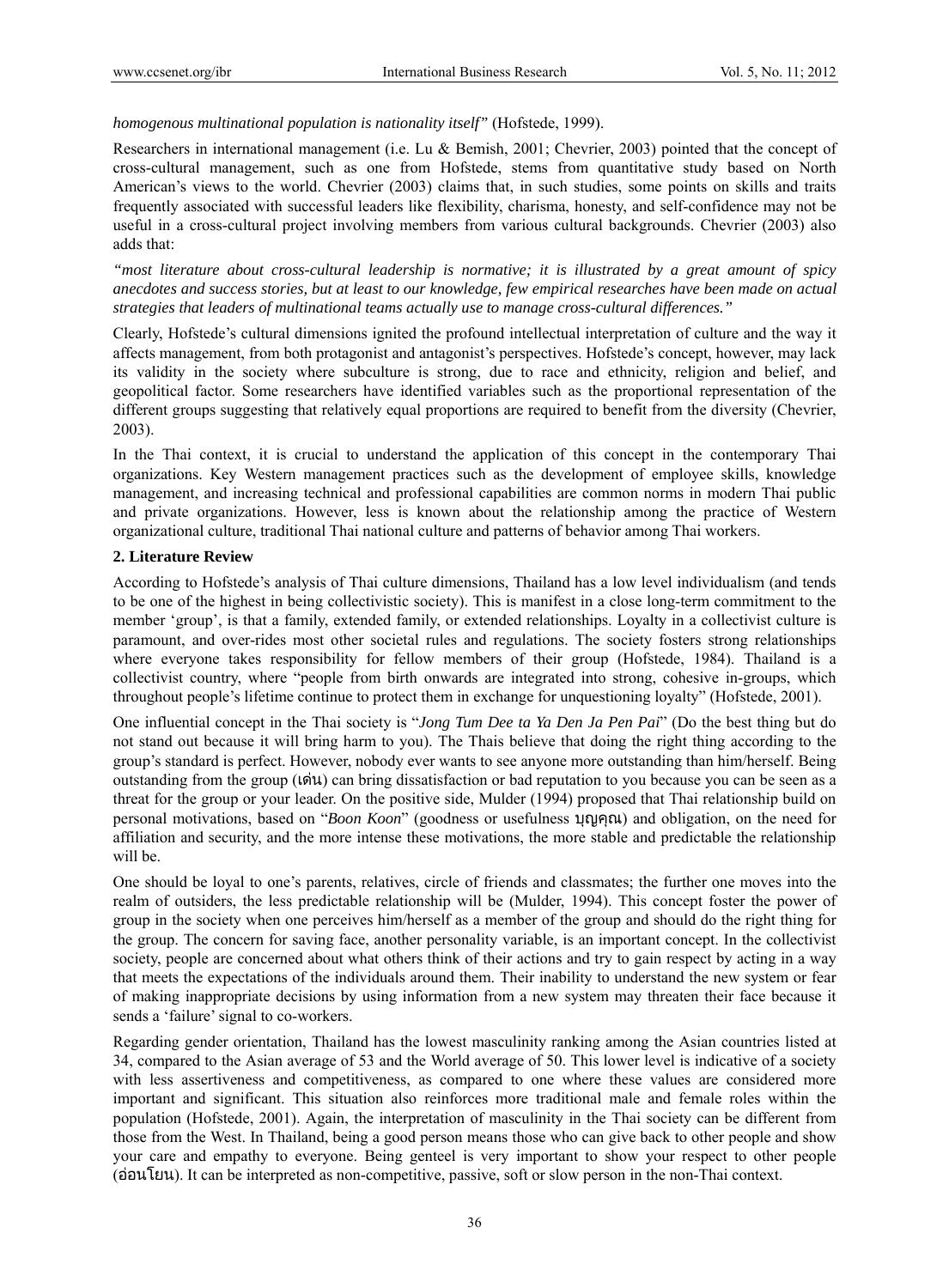*homogenous multinational population is nationality itself"* (Hofstede, 1999).

Researchers in international management (i.e. Lu & Bemish, 2001; Chevrier, 2003) pointed that the concept of cross-cultural management, such as one from Hofstede, stems from quantitative study based on North American's views to the world. Chevrier (2003) claims that, in such studies, some points on skills and traits frequently associated with successful leaders like flexibility, charisma, honesty, and self-confidence may not be useful in a cross-cultural project involving members from various cultural backgrounds. Chevrier (2003) also adds that:

*"most literature about cross-cultural leadership is normative; it is illustrated by a great amount of spicy anecdotes and success stories, but at least to our knowledge, few empirical researches have been made on actual strategies that leaders of multinational teams actually use to manage cross-cultural differences."*

Clearly, Hofstede's cultural dimensions ignited the profound intellectual interpretation of culture and the way it affects management, from both protagonist and antagonist's perspectives. Hofstede's concept, however, may lack its validity in the society where subculture is strong, due to race and ethnicity, religion and belief, and geopolitical factor. Some researchers have identified variables such as the proportional representation of the different groups suggesting that relatively equal proportions are required to benefit from the diversity (Chevrier, 2003).

In the Thai context, it is crucial to understand the application of this concept in the contemporary Thai organizations. Key Western management practices such as the development of employee skills, knowledge management, and increasing technical and professional capabilities are common norms in modern Thai public and private organizations. However, less is known about the relationship among the practice of Western organizational culture, traditional Thai national culture and patterns of behavior among Thai workers.

## 2. Literature Review

According to Hofstede's analysis of Thai culture dimensions, Thailand has a low level individualism (and tends to be one of the highest in being collectivistic society). This is manifest in a close long-term commitment to the member 'group', is that a family, extended family, or extended relationships. Loyalty in a collectivist culture is paramount, and over-rides most other societal rules and regulations. The society fosters strong relationships where everyone takes responsibility for fellow members of their group (Hofstede, 1984). Thailand is a collectivist country, where "people from birth onwards are integrated into strong, cohesive in-groups, which throughout people's lifetime continue to protect them in exchange for unquestioning loyalty" (Hofstede, 2001).

One influential concept in the Thai society is "*Jong Tum Dee ta Ya Den Ja Pen Pai*" (Do the best thing but do not stand out because it will bring harm to you). The Thais believe that doing the right thing according to the group's standard is perfect. However, nobody ever wants to see anyone more outstanding than him/herself. Being outstanding from the group (เด่น) can bring dissatisfaction or bad reputation to you because you can be seen as a threat for the group or your leader. On the positive side, Mulder (1994) proposed that Thai relationship build on personal motivations, based on "*Boon Koon*" (goodness or usefulness บุญคุณ) and obligation, on the need for affiliation and security, and the more intense these motivations, the more stable and predictable the relationship will be.

One should be loyal to one's parents, relatives, circle of friends and classmates; the further one moves into the realm of outsiders, the less predictable relationship will be (Mulder, 1994). This concept foster the power of group in the society when one perceives him/herself as a member of the group and should do the right thing for the group. The concern for saving face, another personality variable, is an important concept. In the collectivist society, people are concerned about what others think of their actions and try to gain respect by acting in a way that meets the expectations of the individuals around them. Their inability to understand the new system or fear of making inappropriate decisions by using information from a new system may threaten their face because it sends a 'failure' signal to co-workers.

Regarding gender orientation, Thailand has the lowest masculinity ranking among the Asian countries listed at 34, compared to the Asian average of 53 and the World average of 50. This lower level is indicative of a society with less assertiveness and competitiveness, as compared to one where these values are considered more important and significant. This situation also reinforces more traditional male and female roles within the population (Hofstede, 2001). Again, the interpretation of masculinity in the Thai society can be different from those from the West. In Thailand, being a good person means those who can give back to other people and show your care and empathy to everyone. Being genteel is very important to show your respect to other people (อ่อนโยน). It can be interpreted as non-competitive, passive, soft or slow person in the non-Thai context.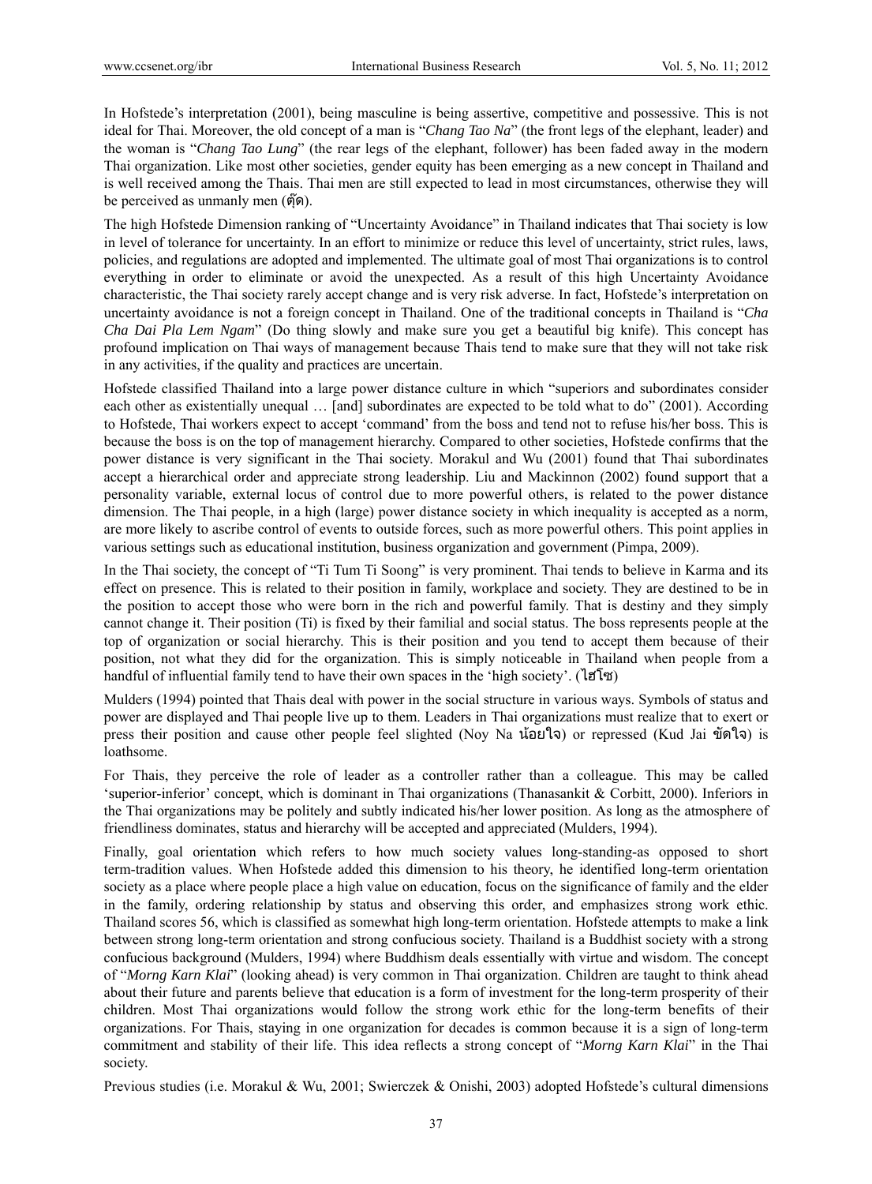In Hofstede's interpretation (2001), being masculine is being assertive, competitive and possessive. This is not ideal for Thai. Moreover, the old concept of a man is "*Chang Tao Na*" (the front legs of the elephant, leader) and the woman is "*Chang Tao Lung*" (the rear legs of the elephant, follower) has been faded away in the modern Thai organization. Like most other societies, gender equity has been emerging as a new concept in Thailand and is well received among the Thais. Thai men are still expected to lead in most circumstances, otherwise they will be perceived as unmanly men (ตุ๊ด).

The high Hofstede Dimension ranking of "Uncertainty Avoidance" in Thailand indicates that Thai society is low in level of tolerance for uncertainty. In an effort to minimize or reduce this level of uncertainty, strict rules, laws, policies, and regulations are adopted and implemented. The ultimate goal of most Thai organizations is to control everything in order to eliminate or avoid the unexpected. As a result of this high Uncertainty Avoidance characteristic, the Thai society rarely accept change and is very risk adverse. In fact, Hofstede's interpretation on uncertainty avoidance is not a foreign concept in Thailand. One of the traditional concepts in Thailand is "*Cha Cha Dai Pla Lem Ngam*" (Do thing slowly and make sure you get a beautiful big knife). This concept has profound implication on Thai ways of management because Thais tend to make sure that they will not take risk in any activities, if the quality and practices are uncertain.

Hofstede classified Thailand into a large power distance culture in which "superiors and subordinates consider each other as existentially unequal … [and] subordinates are expected to be told what to do" (2001). According to Hofstede, Thai workers expect to accept 'command' from the boss and tend not to refuse his/her boss. This is because the boss is on the top of management hierarchy. Compared to other societies, Hofstede confirms that the power distance is very significant in the Thai society. Morakul and Wu (2001) found that Thai subordinates accept a hierarchical order and appreciate strong leadership. Liu and Mackinnon (2002) found support that a personality variable, external locus of control due to more powerful others, is related to the power distance dimension. The Thai people, in a high (large) power distance society in which inequality is accepted as a norm, are more likely to ascribe control of events to outside forces, such as more powerful others. This point applies in various settings such as educational institution, business organization and government (Pimpa, 2009).

In the Thai society, the concept of "Ti Tum Ti Soong" is very prominent. Thai tends to believe in Karma and its effect on presence. This is related to their position in family, workplace and society. They are destined to be in the position to accept those who were born in the rich and powerful family. That is destiny and they simply cannot change it. Their position (Ti) is fixed by their familial and social status. The boss represents people at the top of organization or social hierarchy. This is their position and you tend to accept them because of their position, not what they did for the organization. This is simply noticeable in Thailand when people from a handful of influential family tend to have their own spaces in the 'high society'. (ไฮโซ)

Mulders (1994) pointed that Thais deal with power in the social structure in various ways. Symbols of status and power are displayed and Thai people live up to them. Leaders in Thai organizations must realize that to exert or press their position and cause other people feel slighted (Noy Na น้อยใจ) or repressed (Kud Jai ขัดใจ) is loathsome.

For Thais, they perceive the role of leader as a controller rather than a colleague. This may be called 'superior-inferior' concept, which is dominant in Thai organizations (Thanasankit & Corbitt, 2000). Inferiors in the Thai organizations may be politely and subtly indicated his/her lower position. As long as the atmosphere of friendliness dominates, status and hierarchy will be accepted and appreciated (Mulders, 1994).

Finally, goal orientation which refers to how much society values long-standing-as opposed to short term-tradition values. When Hofstede added this dimension to his theory, he identified long-term orientation society as a place where people place a high value on education, focus on the significance of family and the elder in the family, ordering relationship by status and observing this order, and emphasizes strong work ethic. Thailand scores 56, which is classified as somewhat high long-term orientation. Hofstede attempts to make a link between strong long-term orientation and strong confucious society. Thailand is a Buddhist society with a strong confucious background (Mulders, 1994) where Buddhism deals essentially with virtue and wisdom. The concept of "*Morng Karn Klai*" (looking ahead) is very common in Thai organization. Children are taught to think ahead about their future and parents believe that education is a form of investment for the long-term prosperity of their children. Most Thai organizations would follow the strong work ethic for the long-term benefits of their organizations. For Thais, staying in one organization for decades is common because it is a sign of long-term commitment and stability of their life. This idea reflects a strong concept of "*Morng Karn Klai*" in the Thai society.

Previous studies (i.e. Morakul & Wu, 2001; Swierczek & Onishi, 2003) adopted Hofstede's cultural dimensions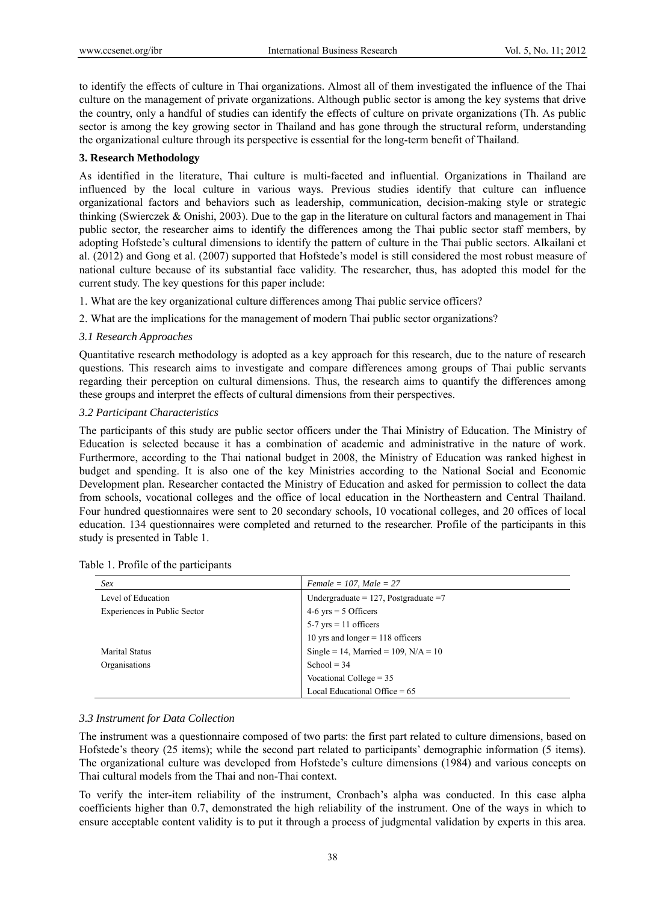to identify the effects of culture in Thai organizations. Almost all of them investigated the influence of the Thai culture on the management of private organizations. Although public sector is among the key systems that drive the country, only a handful of studies can identify the effects of culture on private organizations (Th. As public sector is among the key growing sector in Thailand and has gone through the structural reform, understanding the organizational culture through its perspective is essential for the long-term benefit of Thailand.

## 3. Research Methodology

As identified in the literature, Thai culture is multi-faceted and influential. Organizations in Thailand are influenced by the local culture in various ways. Previous studies identify that culture can influence organizational factors and behaviors such as leadership, communication, decision-making style or strategic thinking (Swierczek & Onishi, 2003). Due to the gap in the literature on cultural factors and management in Thai public sector, the researcher aims to identify the differences among the Thai public sector staff members, by adopting Hofstede's cultural dimensions to identify the pattern of culture in the Thai public sectors. Alkailani et al. (2012) and Gong et al. (2007) supported that Hofstede's model is still considered the most robust measure of national culture because of its substantial face validity. The researcher, thus, has adopted this model for the current study. The key questions for this paper include:

1. What are the key organizational culture differences among Thai public service officers?
2. What are the implications for the management of modern Thai public sector organizations?

### *3.1 Research Approaches*

Quantitative research methodology is adopted as a key approach for this research, due to the nature of research questions. This research aims to investigate and compare differences among groups of Thai public servants regarding their perception on cultural dimensions. Thus, the research aims to quantify the differences among these groups and interpret the effects of cultural dimensions from their perspectives.

### *3.2 Participant Characteristics*

The participants of this study are public sector officers under the Thai Ministry of Education. The Ministry of Education is selected because it has a combination of academic and administrative in the nature of work. Furthermore, according to the Thai national budget in 2008, the Ministry of Education was ranked highest in budget and spending. It is also one of the key Ministries according to the National Social and Economic Development plan. Researcher contacted the Ministry of Education and asked for permission to collect the data from schools, vocational colleges and the office of local education in the Northeastern and Central Thailand. Four hundred questionnaires were sent to 20 secondary schools, 10 vocational colleges, and 20 offices of local education. 134 questionnaires were completed and returned to the researcher. Profile of the participants in this study is presented in Table 1.

Table 1. Profile of the participants

| *Sex* | *Female = 107, Male = 27* |
|---|---|
| Level of Education | Undergraduate = 127, Postgraduate =7 |
| Experiences in Public Sector | 4-6 yrs = 5 Officers |
| | 5-7 yrs = 11 officers |
| | 10 yrs and longer = 118 officers |
| Marital Status | Single = 14, Married = 109, N/A = 10 |
| Organisations | School = 34 |
| | Vocational College = 35 |
| | Local Educational Office = 65 |

### *3.3 Instrument for Data Collection*

The instrument was a questionnaire composed of two parts: the first part related to culture dimensions, based on Hofstede's theory (25 items); while the second part related to participants' demographic information (5 items). The organizational culture was developed from Hofstede's culture dimensions (1984) and various concepts on Thai cultural models from the Thai and non-Thai context.

To verify the inter-item reliability of the instrument, Cronbach's alpha was conducted. In this case alpha coefficients higher than 0.7, demonstrated the high reliability of the instrument. One of the ways in which to ensure acceptable content validity is to put it through a process of judgmental validation by experts in this area.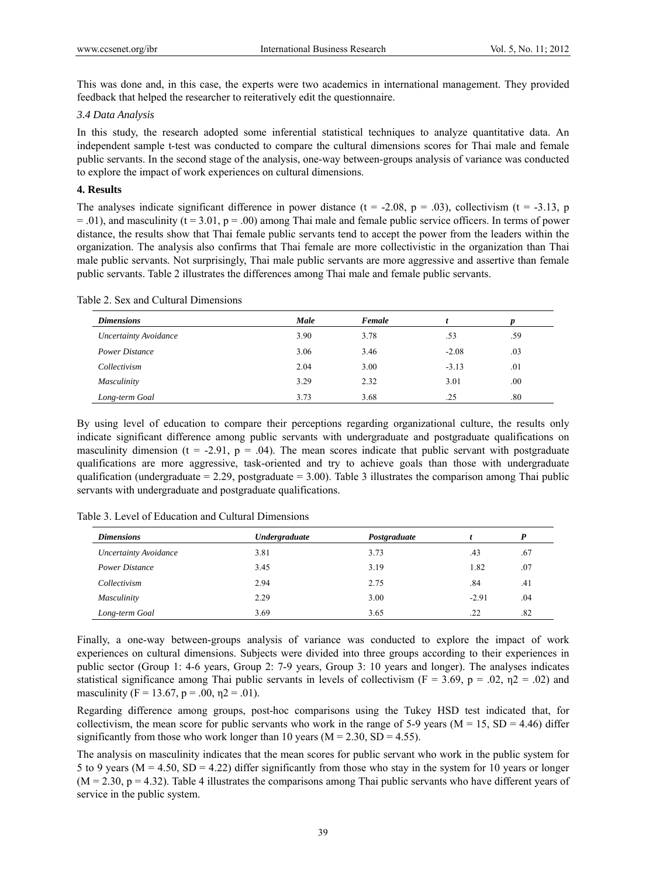This was done and, in this case, the experts were two academics in international management. They provided feedback that helped the researcher to reiteratively edit the questionnaire.

### *3.4 Data Analysis*

In this study, the research adopted some inferential statistical techniques to analyze quantitative data. An independent sample t-test was conducted to compare the cultural dimensions scores for Thai male and female public servants. In the second stage of the analysis, one-way between-groups analysis of variance was conducted to explore the impact of work experiences on cultural dimensions.

## **4. Results**

The analyses indicate significant difference in power distance ($t = -2.08$, $p = .03$), collectivism ($t = -3.13$, $p = .01$), and masculinity ($t = 3.01$, $p = .00$) among Thai male and female public service officers. In terms of power distance, the results show that Thai female public servants tend to accept the power from the leaders within the organization. The analysis also confirms that Thai female are more collectivistic in the organization than Thai male public servants. Not surprisingly, Thai male public servants are more aggressive and assertive than female public servants. Table 2 illustrates the differences among Thai male and female public servants.

Table 2. Sex and Cultural Dimensions

| *Dimensions* | *Male* | *Female* | *t* | *p* |
|---|---|---|---|---|
| *Uncertainty Avoidance* | 3.90 | 3.78 | .53 | .59 |
| *Power Distance* | 3.06 | 3.46 | -2.08 | .03 |
| *Collectivism* | 2.04 | 3.00 | -3.13 | .01 |
| *Masculinity* | 3.29 | 2.32 | 3.01 | .00 |
| *Long-term Goal* | 3.73 | 3.68 | .25 | .80 |

By using level of education to compare their perceptions regarding organizational culture, the results only indicate significant difference among public servants with undergraduate and postgraduate qualifications on masculinity dimension ($t = -2.91$, $p = .04$). The mean scores indicate that public servant with postgraduate qualifications are more aggressive, task-oriented and try to achieve goals than those with undergraduate qualification (undergraduate = 2.29, postgraduate = 3.00). Table 3 illustrates the comparison among Thai public servants with undergraduate and postgraduate qualifications.

Table 3. Level of Education and Cultural Dimensions

| *Dimensions* | *Undergraduate* | *Postgraduate* | *t* | *P* |
|---|---|---|---|---|
| *Uncertainty Avoidance* | 3.81 | 3.73 | .43 | .67 |
| *Power Distance* | 3.45 | 3.19 | 1.82 | .07 |
| *Collectivism* | 2.94 | 2.75 | .84 | .41 |
| *Masculinity* | 2.29 | 3.00 | -2.91 | .04 |
| *Long-term Goal* | 3.69 | 3.65 | .22 | .82 |

Finally, a one-way between-groups analysis of variance was conducted to explore the impact of work experiences on cultural dimensions. Subjects were divided into three groups according to their experiences in public sector (Group 1: 4-6 years, Group 2: 7-9 years, Group 3: 10 years and longer). The analyses indicates statistical significance among Thai public servants in levels of collectivism ($F = 3.69$, $p = .02$, $\eta 2 = .02$) and masculinity ($F = 13.67$, $p = .00$, $\eta 2 = .01$).

Regarding difference among groups, post-hoc comparisons using the Tukey HSD test indicated that, for collectivism, the mean score for public servants who work in the range of 5-9 years ($M = 15$, $SD = 4.46$) differ significantly from those who work longer than 10 years ($M = 2.30$, $SD = 4.55$).

The analysis on masculinity indicates that the mean scores for public servant who work in the public system for 5 to 9 years ($M = 4.50$, $SD = 4.22$) differ significantly from those who stay in the system for 10 years or longer ($M = 2.30$, $p = 4.32$). Table 4 illustrates the comparisons among Thai public servants who have different years of service in the public system.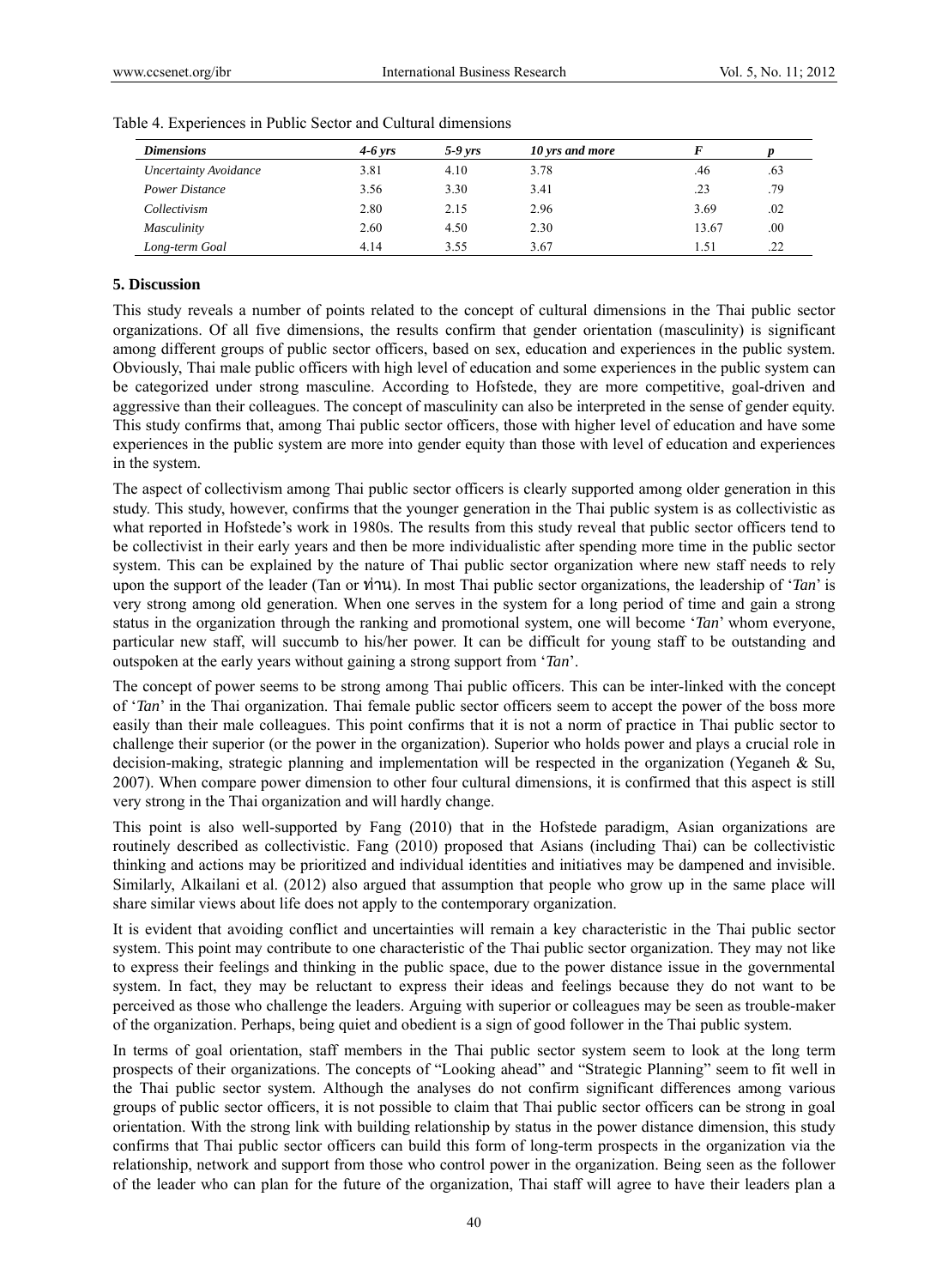Table 4. Experiences in Public Sector and Cultural dimensions

| *Dimensions* | *4-6 yrs* | *5-9 yrs* | *10 yrs and more* | *F* | *p* |
|---|---|---|---|---|---|
| *Uncertainty Avoidance* | 3.81 | 4.10 | 3.78 | .46 | .63 |
| *Power Distance* | 3.56 | 3.30 | 3.41 | .23 | .79 |
| *Collectivism* | 2.80 | 2.15 | 2.96 | 3.69 | .02 |
| *Masculinity* | 2.60 | 4.50 | 2.30 | 13.67 | .00 |
| *Long-term Goal* | 4.14 | 3.55 | 3.67 | 1.51 | .22 |

## 5. Discussion

This study reveals a number of points related to the concept of cultural dimensions in the Thai public sector organizations. Of all five dimensions, the results confirm that gender orientation (masculinity) is significant among different groups of public sector officers, based on sex, education and experiences in the public system. Obviously, Thai male public officers with high level of education and some experiences in the public system can be categorized under strong masculine. According to Hofstede, they are more competitive, goal-driven and aggressive than their colleagues. The concept of masculinity can also be interpreted in the sense of gender equity. This study confirms that, among Thai public sector officers, those with higher level of education and have some experiences in the public system are more into gender equity than those with level of education and experiences in the system.

The aspect of collectivism among Thai public sector officers is clearly supported among older generation in this study. This study, however, confirms that the younger generation in the Thai public system is as collectivistic as what reported in Hofstede's work in 1980s. The results from this study reveal that public sector officers tend to be collectivist in their early years and then be more individualistic after spending more time in the public sector system. This can be explained by the nature of Thai public sector organization where new staff needs to rely upon the support of the leader (Tan or ท่าน). In most Thai public sector organizations, the leadership of '*Tan*' is very strong among old generation. When one serves in the system for a long period of time and gain a strong status in the organization through the ranking and promotional system, one will become '*Tan*' whom everyone, particular new staff, will succumb to his/her power. It can be difficult for young staff to be outstanding and outspoken at the early years without gaining a strong support from '*Tan*'.

The concept of power seems to be strong among Thai public officers. This can be inter-linked with the concept of '*Tan*' in the Thai organization. Thai female public sector officers seem to accept the power of the boss more easily than their male colleagues. This point confirms that it is not a norm of practice in Thai public sector to challenge their superior (or the power in the organization). Superior who holds power and plays a crucial role in decision-making, strategic planning and implementation will be respected in the organization (Yeganeh & Su, 2007). When compare power dimension to other four cultural dimensions, it is confirmed that this aspect is still very strong in the Thai organization and will hardly change.

This point is also well-supported by Fang (2010) that in the Hofstede paradigm, Asian organizations are routinely described as collectivistic. Fang (2010) proposed that Asians (including Thai) can be collectivistic thinking and actions may be prioritized and individual identities and initiatives may be dampened and invisible. Similarly, Alkailani et al. (2012) also argued that assumption that people who grow up in the same place will share similar views about life does not apply to the contemporary organization.

It is evident that avoiding conflict and uncertainties will remain a key characteristic in the Thai public sector system. This point may contribute to one characteristic of the Thai public sector organization. They may not like to express their feelings and thinking in the public space, due to the power distance issue in the governmental system. In fact, they may be reluctant to express their ideas and feelings because they do not want to be perceived as those who challenge the leaders. Arguing with superior or colleagues may be seen as trouble-maker of the organization. Perhaps, being quiet and obedient is a sign of good follower in the Thai public system.

In terms of goal orientation, staff members in the Thai public sector system seem to look at the long term prospects of their organizations. The concepts of "Looking ahead" and "Strategic Planning" seem to fit well in the Thai public sector system. Although the analyses do not confirm significant differences among various groups of public sector officers, it is not possible to claim that Thai public sector officers can be strong in goal orientation. With the strong link with building relationship by status in the power distance dimension, this study confirms that Thai public sector officers can build this form of long-term prospects in the organization via the relationship, network and support from those who control power in the organization. Being seen as the follower of the leader who can plan for the future of the organization, Thai staff will agree to have their leaders plan a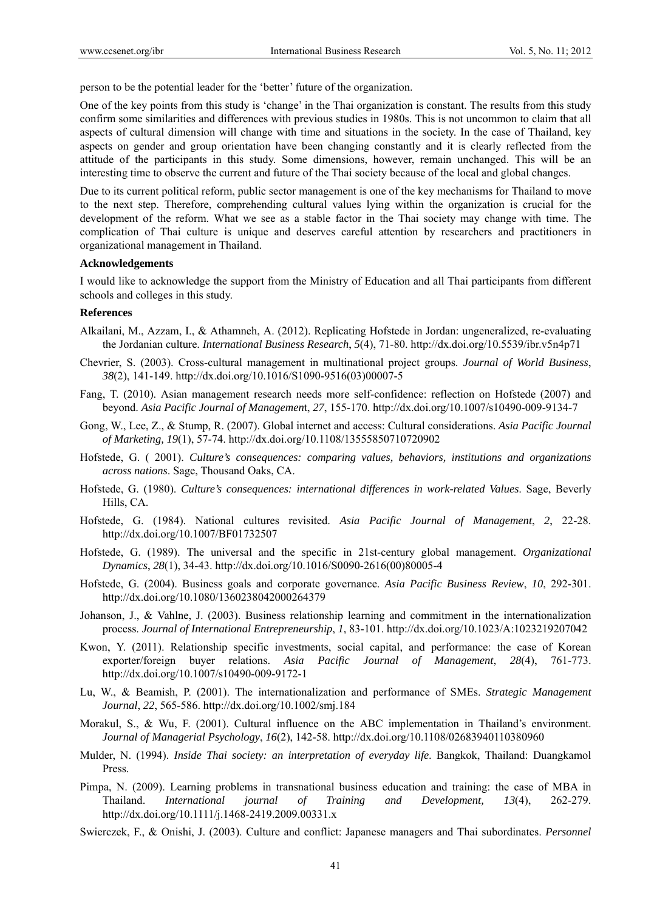person to be the potential leader for the 'better' future of the organization.

One of the key points from this study is 'change' in the Thai organization is constant. The results from this study confirm some similarities and differences with previous studies in 1980s. This is not uncommon to claim that all aspects of cultural dimension will change with time and situations in the society. In the case of Thailand, key aspects on gender and group orientation have been changing constantly and it is clearly reflected from the attitude of the participants in this study. Some dimensions, however, remain unchanged. This will be an interesting time to observe the current and future of the Thai society because of the local and global changes.

Due to its current political reform, public sector management is one of the key mechanisms for Thailand to move to the next step. Therefore, comprehending cultural values lying within the organization is crucial for the development of the reform. What we see as a stable factor in the Thai society may change with time. The complication of Thai culture is unique and deserves careful attention by researchers and practitioners in organizational management in Thailand.

**Acknowledgements**

I would like to acknowledge the support from the Ministry of Education and all Thai participants from different schools and colleges in this study.

**References**

Alkailani, M., Azzam, I., & Athamneh, A. (2012). Replicating Hofstede in Jordan: ungeneralized, re-evaluating the Jordanian culture. *International Business Research*, *5*(4), 71-80. http://dx.doi.org/10.5539/ibr.v5n4p71

Chevrier, S. (2003). Cross-cultural management in multinational project groups. *Journal of World Business*, *38*(2), 141-149. http://dx.doi.org/10.1016/S1090-9516(03)00007-5

Fang, T. (2010). Asian management research needs more self-confidence: reflection on Hofstede (2007) and beyond. *Asia Pacific Journal of Management*, *27*, 155-170. http://dx.doi.org/10.1007/s10490-009-9134-7

Gong, W., Lee, Z., & Stump, R. (2007). Global internet and access: Cultural considerations. *Asia Pacific Journal of Marketing, 19*(1), 57-74. http://dx.doi.org/10.1108/13555850710720902

Hofstede, G. ( 2001). *Culture's consequences: comparing values, behaviors, institutions and organizations across nations*. Sage, Thousand Oaks, CA.

Hofstede, G. (1980). *Culture's consequences: international differences in work-related Values*. Sage, Beverly Hills, CA.

Hofstede, G. (1984). National cultures revisited. *Asia Pacific Journal of Management*, *2*, 22-28. http://dx.doi.org/10.1007/BF01732507

Hofstede, G. (1989). The universal and the specific in 21st-century global management. *Organizational Dynamics*, *28*(1), 34-43. http://dx.doi.org/10.1016/S0090-2616(00)80005-4

Hofstede, G. (2004). Business goals and corporate governance. *Asia Pacific Business Review*, *10*, 292-301. http://dx.doi.org/10.1080/1360238042000264379

Johanson, J., & Vahlne, J. (2003). Business relationship learning and commitment in the internationalization process. *Journal of International Entrepreneurship*, *1*, 83-101. http://dx.doi.org/10.1023/A:1023219207042

Kwon, Y. (2011). Relationship specific investments, social capital, and performance: the case of Korean exporter/foreign buyer relations. *Asia Pacific Journal of Management*, *28*(4), 761-773. http://dx.doi.org/10.1007/s10490-009-9172-1

Lu, W., & Beamish, P. (2001). The internationalization and performance of SMEs. *Strategic Management Journal*, *22*, 565-586. http://dx.doi.org/10.1002/smj.184

Morakul, S., & Wu, F. (2001). Cultural influence on the ABC implementation in Thailand's environment. *Journal of Managerial Psychology*, *16*(2), 142-58. http://dx.doi.org/10.1108/02683940110380960

Mulder, N. (1994). *Inside Thai society: an interpretation of everyday life*. Bangkok, Thailand: Duangkamol Press.

Pimpa, N. (2009). Learning problems in transnational business education and training: the case of MBA in Thailand. *International journal of Training and Development, 13*(4), 262-279. http://dx.doi.org/10.1111/j.1468-2419.2009.00331.x

Swierczek, F., & Onishi, J. (2003). Culture and conflict: Japanese managers and Thai subordinates. *Personnel*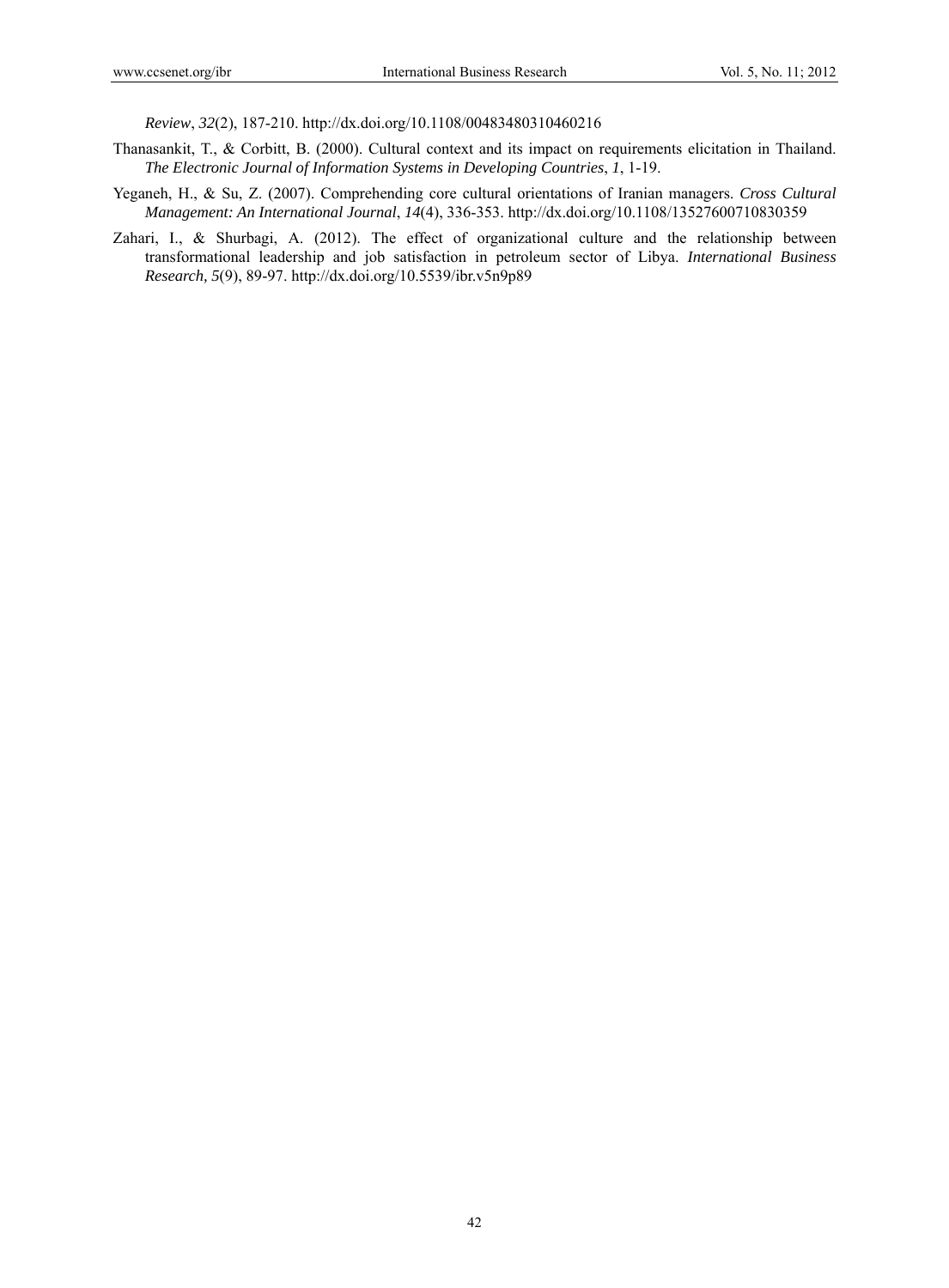*Review*, *32*(2), 187-210. http://dx.doi.org/10.1108/00483480310460216

Thanasankit, T., & Corbitt, B. (2000). Cultural context and its impact on requirements elicitation in Thailand. *The Electronic Journal of Information Systems in Developing Countries*, *1*, 1-19.

Yeganeh, H., & Su, Z. (2007). Comprehending core cultural orientations of Iranian managers. *Cross Cultural Management: An International Journal*, *14*(4), 336-353. http://dx.doi.org/10.1108/13527600710830359

Zahari, I., & Shurbagi, A. (2012). The effect of organizational culture and the relationship between transformational leadership and job satisfaction in petroleum sector of Libya. *International Business Research, 5*(9), 89-97. http://dx.doi.org/10.5539/ibr.v5n9p89